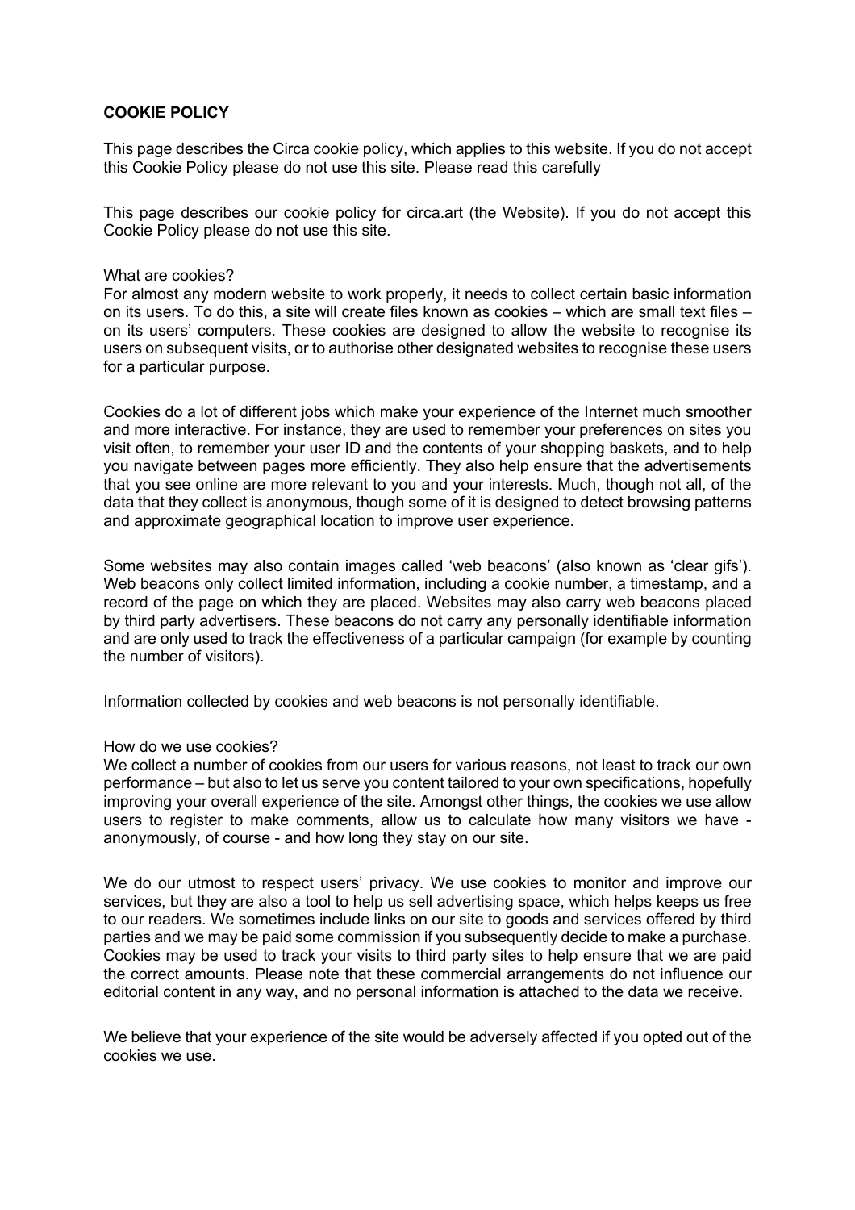**COOKIE POLICY**

This page describes the Circa cookie policy, which applies to this website. If you do not accept this Cookie Policy please do not use this site. Please read this carefully

This page describes our cookie policy for circa.art (the Website). If you do not accept this Cookie Policy please do not use this site.

What are cookies?
For almost any modern website to work properly, it needs to collect certain basic information on its users. To do this, a site will create files known as cookies – which are small text files – on its users' computers. These cookies are designed to allow the website to recognise its users on subsequent visits, or to authorise other designated websites to recognise these users for a particular purpose.

Cookies do a lot of different jobs which make your experience of the Internet much smoother and more interactive. For instance, they are used to remember your preferences on sites you visit often, to remember your user ID and the contents of your shopping baskets, and to help you navigate between pages more efficiently. They also help ensure that the advertisements that you see online are more relevant to you and your interests. Much, though not all, of the data that they collect is anonymous, though some of it is designed to detect browsing patterns and approximate geographical location to improve user experience.

Some websites may also contain images called 'web beacons' (also known as 'clear gifs'). Web beacons only collect limited information, including a cookie number, a timestamp, and a record of the page on which they are placed. Websites may also carry web beacons placed by third party advertisers. These beacons do not carry any personally identifiable information and are only used to track the effectiveness of a particular campaign (for example by counting the number of visitors).

Information collected by cookies and web beacons is not personally identifiable.

How do we use cookies?
We collect a number of cookies from our users for various reasons, not least to track our own performance – but also to let us serve you content tailored to your own specifications, hopefully improving your overall experience of the site. Amongst other things, the cookies we use allow users to register to make comments, allow us to calculate how many visitors we have - anonymously, of course - and how long they stay on our site.

We do our utmost to respect users' privacy. We use cookies to monitor and improve our services, but they are also a tool to help us sell advertising space, which helps keeps us free to our readers. We sometimes include links on our site to goods and services offered by third parties and we may be paid some commission if you subsequently decide to make a purchase. Cookies may be used to track your visits to third party sites to help ensure that we are paid the correct amounts. Please note that these commercial arrangements do not influence our editorial content in any way, and no personal information is attached to the data we receive.

We believe that your experience of the site would be adversely affected if you opted out of the cookies we use.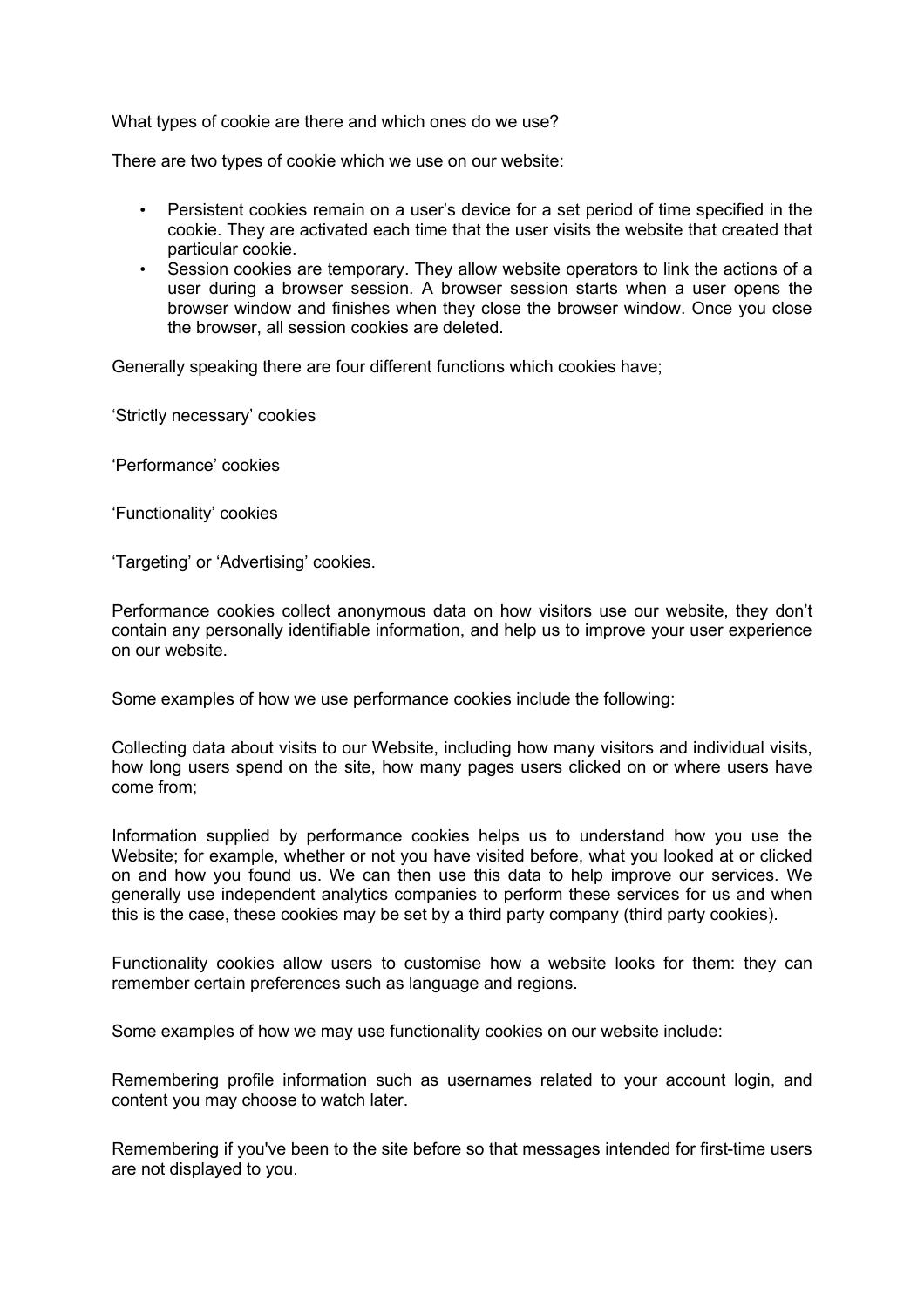What types of cookie are there and which ones do we use?

There are two types of cookie which we use on our website:

- Persistent cookies remain on a user's device for a set period of time specified in the cookie. They are activated each time that the user visits the website that created that particular cookie.
- Session cookies are temporary. They allow website operators to link the actions of a user during a browser session. A browser session starts when a user opens the browser window and finishes when they close the browser window. Once you close the browser, all session cookies are deleted.

Generally speaking there are four different functions which cookies have;

'Strictly necessary' cookies

'Performance' cookies

'Functionality' cookies

'Targeting' or 'Advertising' cookies.

Performance cookies collect anonymous data on how visitors use our website, they don't contain any personally identifiable information, and help us to improve your user experience on our website.

Some examples of how we use performance cookies include the following:

Collecting data about visits to our Website, including how many visitors and individual visits, how long users spend on the site, how many pages users clicked on or where users have come from;

Information supplied by performance cookies helps us to understand how you use the Website; for example, whether or not you have visited before, what you looked at or clicked on and how you found us. We can then use this data to help improve our services. We generally use independent analytics companies to perform these services for us and when this is the case, these cookies may be set by a third party company (third party cookies).

Functionality cookies allow users to customise how a website looks for them: they can remember certain preferences such as language and regions.

Some examples of how we may use functionality cookies on our website include:

Remembering profile information such as usernames related to your account login, and content you may choose to watch later.

Remembering if you've been to the site before so that messages intended for first-time users are not displayed to you.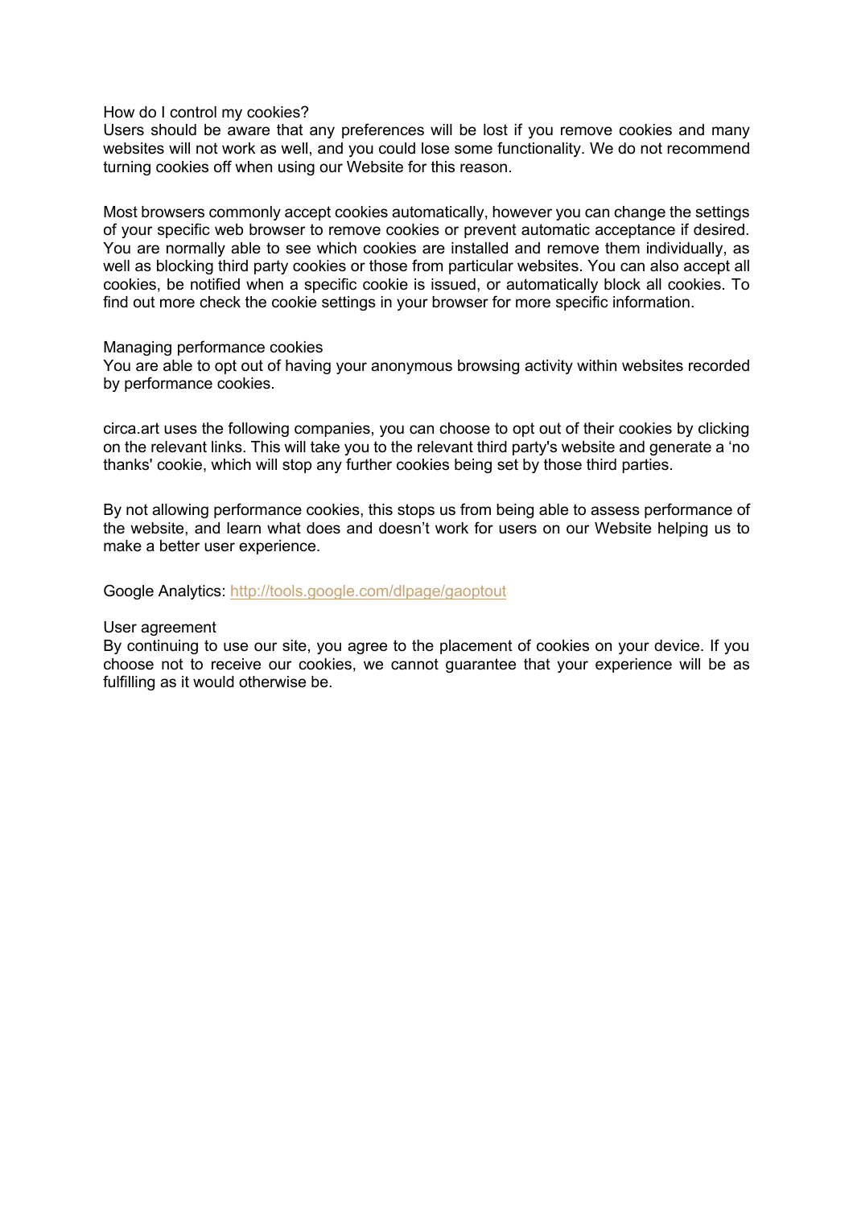### How do I control my cookies?

Users should be aware that any preferences will be lost if you remove cookies and many websites will not work as well, and you could lose some functionality. We do not recommend turning cookies off when using our Website for this reason.

Most browsers commonly accept cookies automatically, however you can change the settings of your specific web browser to remove cookies or prevent automatic acceptance if desired. You are normally able to see which cookies are installed and remove them individually, as well as blocking third party cookies or those from particular websites. You can also accept all cookies, be notified when a specific cookie is issued, or automatically block all cookies. To find out more check the cookie settings in your browser for more specific information.

### Managing performance cookies

You are able to opt out of having your anonymous browsing activity within websites recorded by performance cookies.

circa.art uses the following companies, you can choose to opt out of their cookies by clicking on the relevant links. This will take you to the relevant third party's website and generate a 'no thanks' cookie, which will stop any further cookies being set by those third parties.

By not allowing performance cookies, this stops us from being able to assess performance of the website, and learn what does and doesn't work for users on our Website helping us to make a better user experience.

Google Analytics: [http://tools.google.com/dlpage/gaoptout](http://tools.google.com/dlpage/gaoptout)

### User agreement

By continuing to use our site, you agree to the placement of cookies on your device. If you choose not to receive our cookies, we cannot guarantee that your experience will be as fulfilling as it would otherwise be.